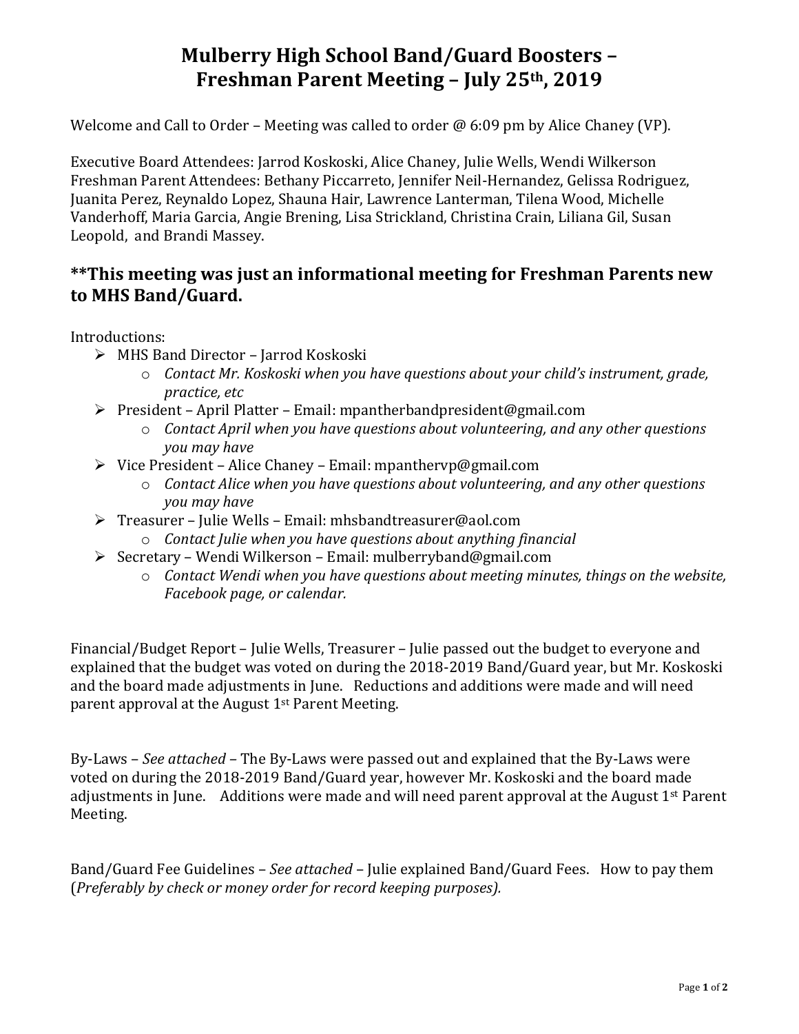# Mulberry High School Band/Guard Boosters – Freshman Parent Meeting – July 25th, 2019

Welcome and Call to Order – Meeting was called to order @ 6:09 pm by Alice Chaney (VP).

Executive Board Attendees: Jarrod Koskoski, Alice Chaney, Julie Wells, Wendi Wilkerson
Freshman Parent Attendees: Bethany Piccarreto, Jennifer Neil-Hernandez, Gelissa Rodriguez, Juanita Perez, Reynaldo Lopez, Shauna Hair, Lawrence Lanterman, Tilena Wood, Michelle Vanderhoff, Maria Garcia, Angie Brening, Lisa Strickland, Christina Crain, Liliana Gil, Susan Leopold, and Brandi Massey.

## **This meeting was just an informational meeting for Freshman Parents new to MHS Band/Guard.

Introductions:

- MHS Band Director – Jarrod Koskoski
  - *Contact Mr. Koskoski when you have questions about your child's instrument, grade, practice, etc*
- President – April Platter – Email: mpantherbandpresident@gmail.com
  - *Contact April when you have questions about volunteering, and any other questions you may have*
- Vice President – Alice Chaney – Email: mpanthervp@gmail.com
  - *Contact Alice when you have questions about volunteering, and any other questions you may have*
- Treasurer – Julie Wells – Email: mhsbandtreasurer@aol.com
  - *Contact Julie when you have questions about anything financial*
- Secretary – Wendi Wilkerson – Email: mulberryband@gmail.com
  - *Contact Wendi when you have questions about meeting minutes, things on the website, Facebook page, or calendar.*

Financial/Budget Report – Julie Wells, Treasurer – Julie passed out the budget to everyone and explained that the budget was voted on during the 2018-2019 Band/Guard year, but Mr. Koskoski and the board made adjustments in June. Reductions and additions were made and will need parent approval at the August 1st Parent Meeting.

By-Laws – *See attached* – The By-Laws were passed out and explained that the By-Laws were voted on during the 2018-2019 Band/Guard year, however Mr. Koskoski and the board made adjustments in June. Additions were made and will need parent approval at the August 1st Parent Meeting.

Band/Guard Fee Guidelines – *See attached* – Julie explained Band/Guard Fees. How to pay them (*Preferably by check or money order for record keeping purposes).*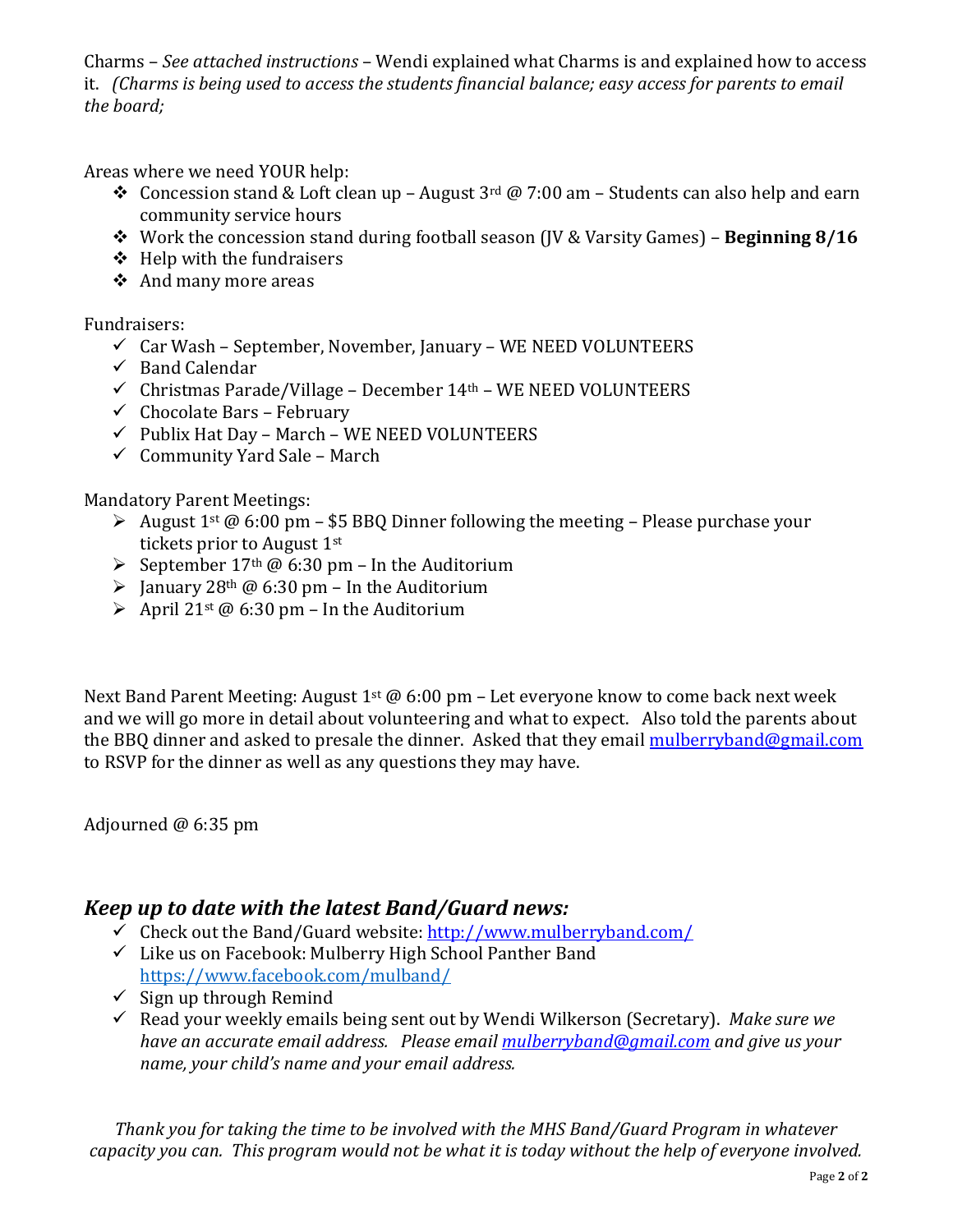Charms – *See attached instructions* – Wendi explained what Charms is and explained how to access it. *(Charms is being used to access the students financial balance; easy access for parents to email the board;*

Areas where we need YOUR help:

- Concession stand & Loft clean up – August 3rd @ 7:00 am – Students can also help and earn community service hours
- Work the concession stand during football season (JV & Varsity Games) – **Beginning 8/16**
- Help with the fundraisers
- And many more areas

Fundraisers:

- Car Wash – September, November, January – WE NEED VOLUNTEERS
- Band Calendar
- Christmas Parade/Village – December 14th – WE NEED VOLUNTEERS
- Chocolate Bars – February
- Publix Hat Day – March – WE NEED VOLUNTEERS
- Community Yard Sale – March

Mandatory Parent Meetings:

- August 1st @ 6:00 pm – $5 BBQ Dinner following the meeting – Please purchase your tickets prior to August 1st
- September 17th @ 6:30 pm – In the Auditorium
- January 28th @ 6:30 pm – In the Auditorium
- April 21st @ 6:30 pm – In the Auditorium

Next Band Parent Meeting: August 1st @ 6:00 pm – Let everyone know to come back next week and we will go more in detail about volunteering and what to expect. Also told the parents about the BBQ dinner and asked to presale the dinner. Asked that they email mulberryband@gmail.com to RSVP for the dinner as well as any questions they may have.

Adjourned @ 6:35 pm

## *Keep up to date with the latest Band/Guard news:*

- Check out the Band/Guard website: http://www.mulberryband.com/
- Like us on Facebook: Mulberry High School Panther Band https://www.facebook.com/mulband/
- Sign up through Remind
- Read your weekly emails being sent out by Wendi Wilkerson (Secretary). *Make sure we have an accurate email address. Please email mulberryband@gmail.com and give us your name, your child's name and your email address.*

*Thank you for taking the time to be involved with the MHS Band/Guard Program in whatever capacity you can. This program would not be what it is today without the help of everyone involved.*